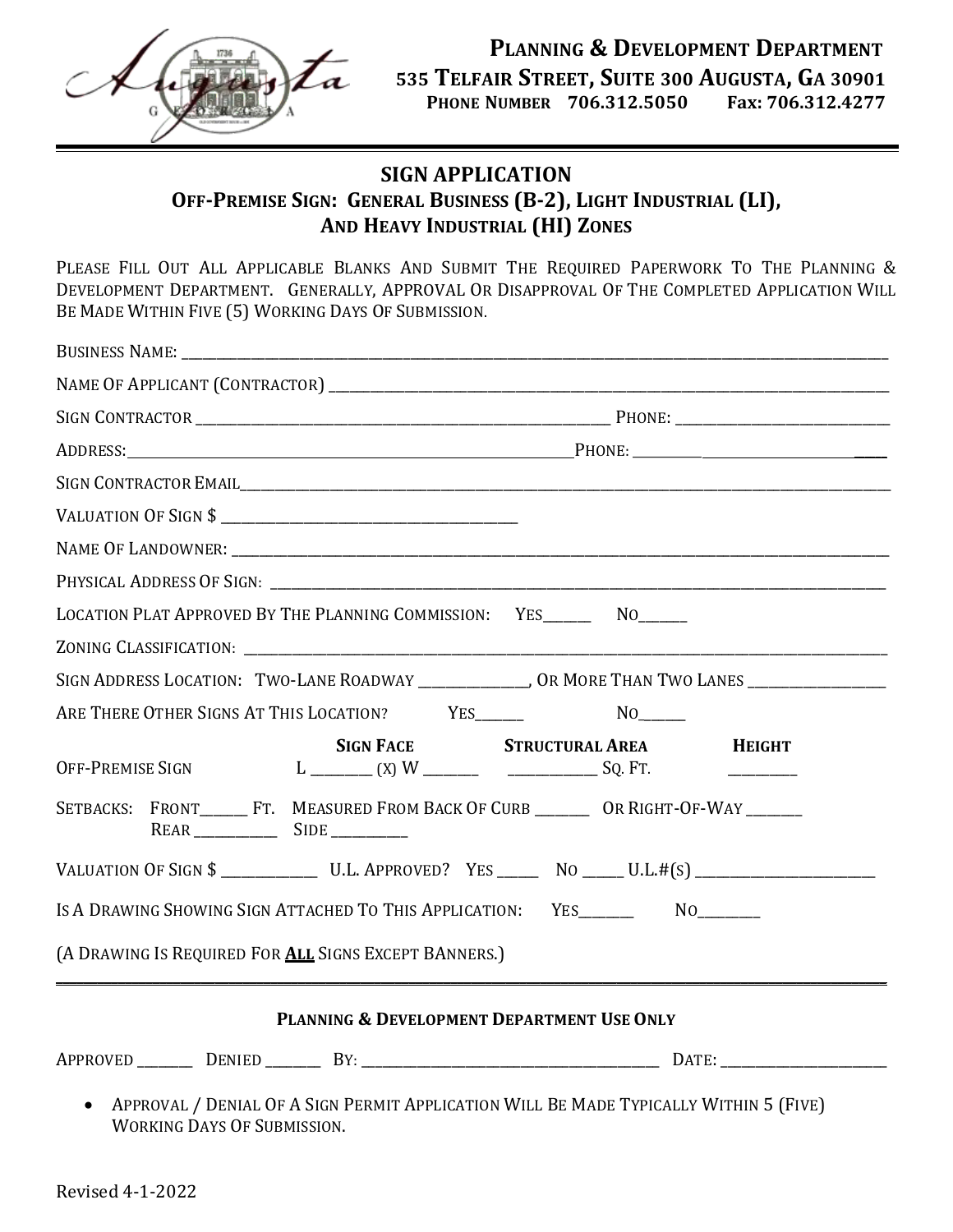**PLANNING & DEVELOPMENT DEPARTMENT**
**535 TELFAIR STREET, SUITE 300 AUGUSTA, GA 30901**
**PHONE NUMBER 706.312.5050 Fax: 706.312.4277**

# SIGN APPLICATION

## OFF-PREMISE SIGN: GENERAL BUSINESS (B-2), LIGHT INDUSTRIAL (LI), AND HEAVY INDUSTRIAL (HI) ZONES

PLEASE FILL OUT ALL APPLICABLE BLANKS AND SUBMIT THE REQUIRED PAPERWORK TO THE PLANNING & DEVELOPMENT DEPARTMENT. GENERALLY, APPROVAL OR DISAPPROVAL OF THE COMPLETED APPLICATION WILL BE MADE WITHIN FIVE (5) WORKING DAYS OF SUBMISSION.

BUSINESS NAME: ____________________

NAME OF APPLICANT (CONTRACTOR) ____________________

SIGN CONTRACTOR ____________________ PHONE: ____________________

ADDRESS: ____________________ PHONE: ____________________

SIGN CONTRACTOR EMAIL ____________________

VALUATION OF SIGN $ ____________________

NAME OF LANDOWNER: ____________________

PHYSICAL ADDRESS OF SIGN: ____________________

LOCATION PLAT APPROVED BY THE PLANNING COMMISSION: YES______ NO______

ZONING CLASSIFICATION: ____________________

SIGN ADDRESS LOCATION: TWO-LANE ROADWAY ______________, OR MORE THAN TWO LANES ______________

ARE THERE OTHER SIGNS AT THIS LOCATION? YES______ NO______

| | **SIGN FACE** | **STRUCTURAL AREA** | **HEIGHT** |
|---|---|---|---|
| OFF-PREMISE SIGN | L ________ (X) W _______ | ___________ SQ. FT. | _________ |

SETBACKS: FRONT______ FT. MEASURED FROM BACK OF CURB _______ OR RIGHT-OF-WAY _______
REAR __________ SIDE _________

VALUATION OF SIGN $ ____________ U.L. APPROVED? YES _____ NO _____ U.L.#(S) ____________________

IS A DRAWING SHOWING SIGN ATTACHED TO THIS APPLICATION: YES_______ NO________

(A DRAWING IS REQUIRED FOR **ALL** SIGNS EXCEPT BANNERS.)

---

**PLANNING & DEVELOPMENT DEPARTMENT USE ONLY**

APPROVED _______ DENIED _______ BY: ____________________ DATE: ____________________

- APPROVAL / DENIAL OF A SIGN PERMIT APPLICATION WILL BE MADE TYPICALLY WITHIN 5 (FIVE) WORKING DAYS OF SUBMISSION.

Revised 4-1-2022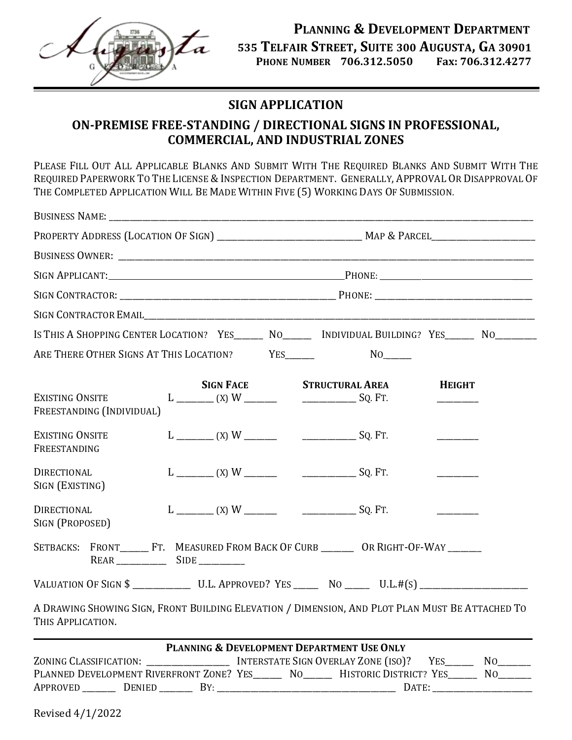**Planning & Development Department**
**535 Telfair Street, Suite 300 Augusta, GA 30901**
**Phone Number 706.312.5050 Fax: 706.312.4277**

## SIGN APPLICATION

## ON-PREMISE FREE-STANDING / DIRECTIONAL SIGNS IN PROFESSIONAL, COMMERCIAL, AND INDUSTRIAL ZONES

Please Fill Out All Applicable Blanks And Submit With The Required Blanks And Submit With The Required Paperwork To The License & Inspection Department. Generally, Approval Or Disapproval Of The Completed Application Will Be Made Within Five (5) Working Days Of Submission.

Business Name: ______________________________

Property Address (Location Of Sign) ______________________ Map & Parcel ______________

Business Owner: ______________________________

Sign Applicant: ______________________ Phone: ______________

Sign Contractor: ______________________ Phone: ______________

Sign Contractor Email ______________________________

Is This A Shopping Center Location? Yes______ No______ Individual Building? Yes______ No______

Are There Other Signs At This Location? Yes______ No______

| | Sign Face | Structural Area | Height |
|---|---|---|---|
| Existing Onsite Freestanding (Individual) | L ______ (X) W ______ | ______ Sq. Ft. | ______ |
| Existing Onsite Freestanding | L ______ (X) W ______ | ______ Sq. Ft. | ______ |
| Directional Sign (Existing) | L ______ (X) W ______ | ______ Sq. Ft. | ______ |
| Directional Sign (Proposed) | L ______ (X) W ______ | ______ Sq. Ft. | ______ |

Setbacks: Front______ Ft. Measured From Back Of Curb ______ Or Right-Of-Way ______
Rear ______ Side ______

Valuation Of Sign $ ______ U.L. Approved? Yes ______ No ______ U.L.#(s) ______________

A Drawing Showing Sign, Front Building Elevation / Dimension, And Plot Plan Must Be Attached To This Application.

---

**Planning & Development Department Use Only**

Zoning Classification: ______________ Interstate Sign Overlay Zone (ISO)? Yes______ No______
Planned Development Riverfront Zone? Yes______ No______ Historic District? Yes______ No______
Approved ______ Denied ______ By: ______________________ Date: ______________

Revised 4/1/2022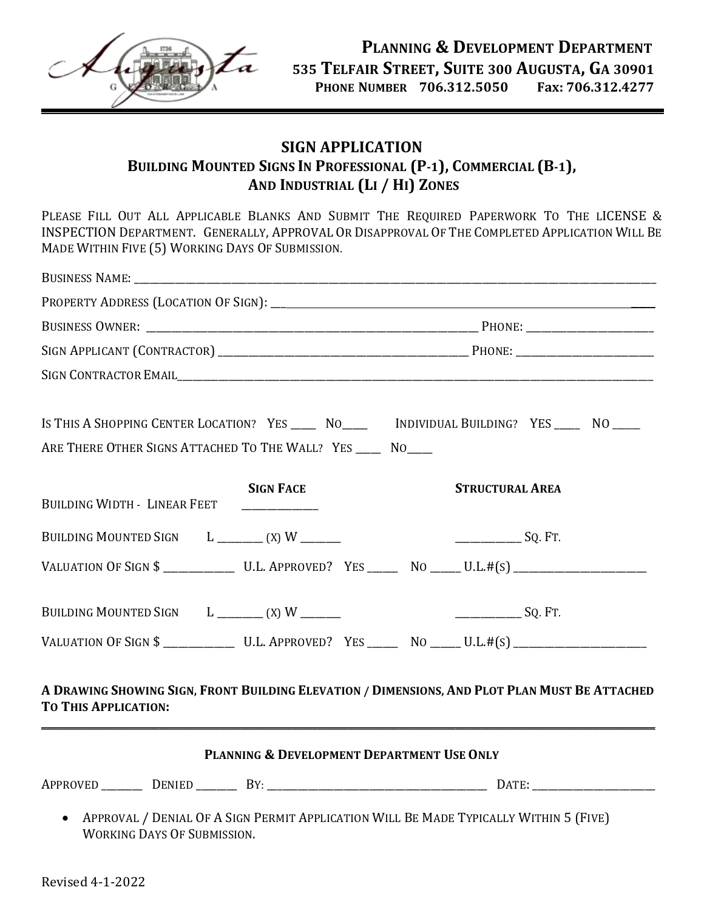**Planning & Development Department**
**535 Telfair Street, Suite 300 Augusta, Ga 30901**
**Phone Number 706.312.5050 Fax: 706.312.4277**

## SIGN APPLICATION

### Building Mounted Signs In Professional (P-1), Commercial (B-1), And Industrial (Li / Hi) Zones

Please Fill Out All Applicable Blanks And Submit The Required Paperwork To The LICENSE & INSPECTION Department. Generally, Approval Or Disapproval Of The Completed Application Will Be Made Within Five (5) Working Days Of Submission.

Business Name: ______________________________________________________________

Property Address (Location Of Sign): ______________________________________________

Business Owner: ________________________________________ Phone: ________________

Sign Applicant (Contractor) ______________________________ Phone: ________________

Sign Contractor Email______________________________________________________

Is This A Shopping Center Location? Yes ____ No____ Individual Building? Yes ____ No ____

Are There Other Signs Attached To The Wall? Yes ____ No____

| | **Sign Face** | **Structural Area** |
|---|---|---|
| Building Width - Linear Feet | ____________ | |
| Building Mounted Sign | L _______ (x) W _______ | __________ Sq. Ft. |

Valuation Of Sign $ ___________ U.L. Approved? Yes _____ No _____ U.L.#(s) ____________________

| | | |
|---|---|---|
| Building Mounted Sign | L _______ (x) W _______ | __________ Sq. Ft. |

Valuation Of Sign $ ___________ U.L. Approved? Yes _____ No _____ U.L.#(s) ____________________

**A Drawing Showing Sign, Front Building Elevation / Dimensions, And Plot Plan Must Be Attached To This Application:**

---

**Planning & Development Department Use Only**

Approved ______ Denied ______ By: ________________________________ Date: __________________

- Approval / Denial Of A Sign Permit Application Will Be Made Typically Within 5 (Five) Working Days Of Submission.

Revised 4-1-2022